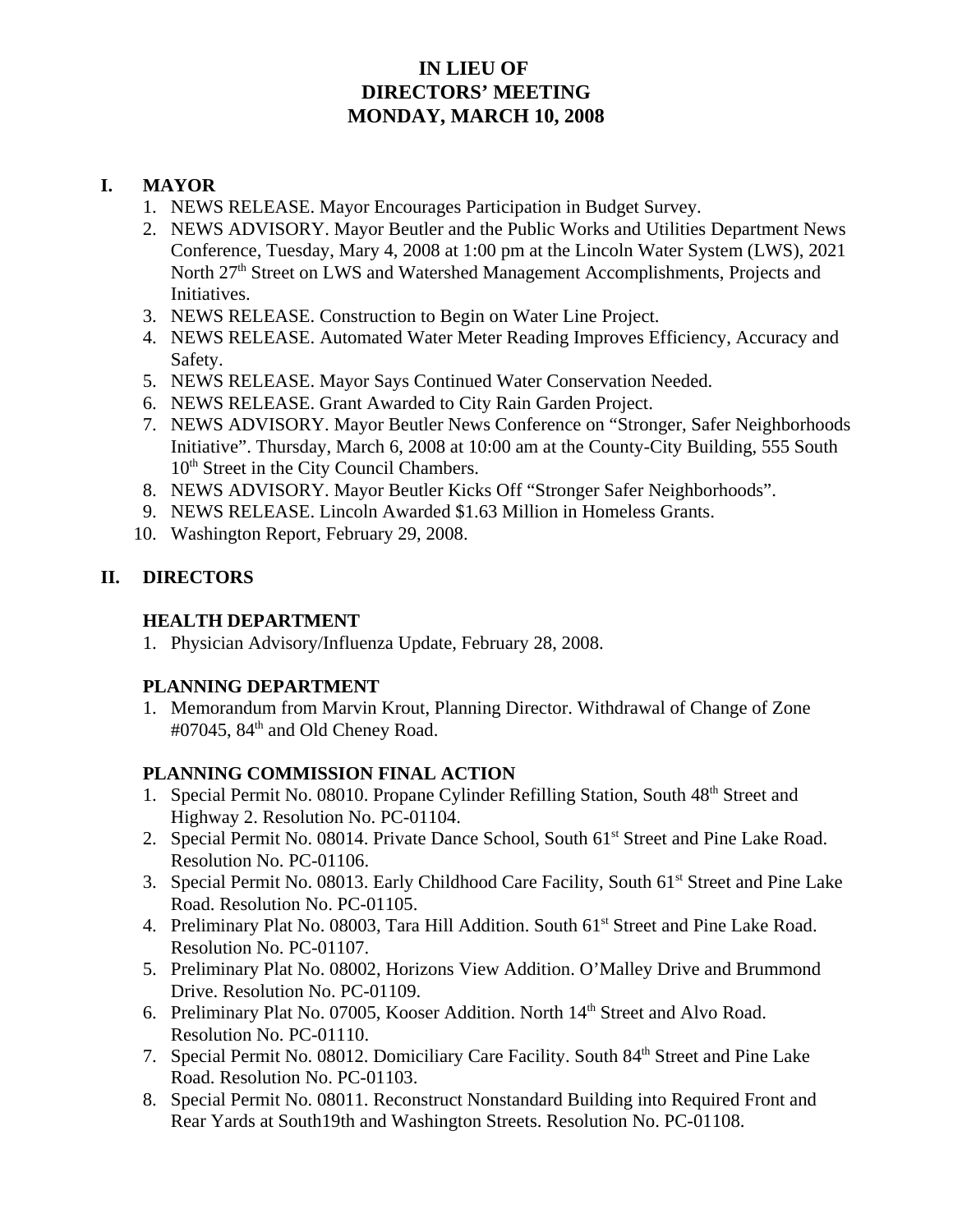# IN LIEU OF DIRECTORS' MEETING MONDAY, MARCH 10, 2008

## I. MAYOR

1. NEWS RELEASE. Mayor Encourages Participation in Budget Survey.
2. NEWS ADVISORY. Mayor Beutler and the Public Works and Utilities Department News Conference, Tuesday, Mary 4, 2008 at 1:00 pm at the Lincoln Water System (LWS), 2021 North 27th Street on LWS and Watershed Management Accomplishments, Projects and Initiatives.
3. NEWS RELEASE. Construction to Begin on Water Line Project.
4. NEWS RELEASE. Automated Water Meter Reading Improves Efficiency, Accuracy and Safety.
5. NEWS RELEASE. Mayor Says Continued Water Conservation Needed.
6. NEWS RELEASE. Grant Awarded to City Rain Garden Project.
7. NEWS ADVISORY. Mayor Beutler News Conference on "Stronger, Safer Neighborhoods Initiative". Thursday, March 6, 2008 at 10:00 am at the County-City Building, 555 South 10th Street in the City Council Chambers.
8. NEWS ADVISORY. Mayor Beutler Kicks Off "Stronger Safer Neighborhoods".
9. NEWS RELEASE. Lincoln Awarded $1.63 Million in Homeless Grants.
10. Washington Report, February 29, 2008.

## II. DIRECTORS

### HEALTH DEPARTMENT

1. Physician Advisory/Influenza Update, February 28, 2008.

### PLANNING DEPARTMENT

1. Memorandum from Marvin Krout, Planning Director. Withdrawal of Change of Zone #07045, 84th and Old Cheney Road.

### PLANNING COMMISSION FINAL ACTION

1. Special Permit No. 08010. Propane Cylinder Refilling Station, South 48th Street and Highway 2. Resolution No. PC-01104.
2. Special Permit No. 08014. Private Dance School, South 61st Street and Pine Lake Road. Resolution No. PC-01106.
3. Special Permit No. 08013. Early Childhood Care Facility, South 61st Street and Pine Lake Road. Resolution No. PC-01105.
4. Preliminary Plat No. 08003, Tara Hill Addition. South 61st Street and Pine Lake Road. Resolution No. PC-01107.
5. Preliminary Plat No. 08002, Horizons View Addition. O'Malley Drive and Brummond Drive. Resolution No. PC-01109.
6. Preliminary Plat No. 07005, Kooser Addition. North 14th Street and Alvo Road. Resolution No. PC-01110.
7. Special Permit No. 08012. Domiciliary Care Facility. South 84th Street and Pine Lake Road. Resolution No. PC-01103.
8. Special Permit No. 08011. Reconstruct Nonstandard Building into Required Front and Rear Yards at South19th and Washington Streets. Resolution No. PC-01108.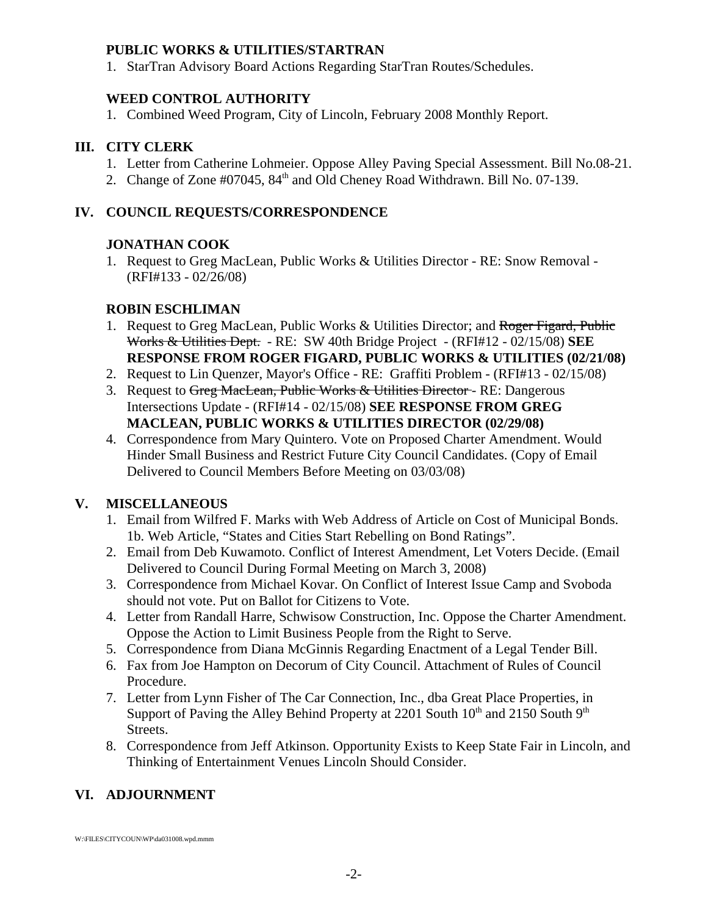### PUBLIC WORKS & UTILITIES/STARTRAN

1. StarTran Advisory Board Actions Regarding StarTran Routes/Schedules.

### WEED CONTROL AUTHORITY

1. Combined Weed Program, City of Lincoln, February 2008 Monthly Report.

## III. CITY CLERK

1. Letter from Catherine Lohmeier. Oppose Alley Paving Special Assessment. Bill No.08-21.
2. Change of Zone #07045, 84th and Old Cheney Road Withdrawn. Bill No. 07-139.

## IV. COUNCIL REQUESTS/CORRESPONDENCE

### JONATHAN COOK

1. Request to Greg MacLean, Public Works & Utilities Director - RE: Snow Removal - (RFI#133 - 02/26/08)

### ROBIN ESCHLIMAN

1. Request to Greg MacLean, Public Works & Utilities Director; and ~~Roger Figard, Public Works & Utilities Dept.~~ - RE: SW 40th Bridge Project - (RFI#12 - 02/15/08) **SEE RESPONSE FROM ROGER FIGARD, PUBLIC WORKS & UTILITIES (02/21/08)**
2. Request to Lin Quenzer, Mayor's Office - RE: Graffiti Problem - (RFI#13 - 02/15/08)
3. Request to ~~Greg MacLean, Public Works & Utilities Director~~ - RE: Dangerous Intersections Update - (RFI#14 - 02/15/08) **SEE RESPONSE FROM GREG MACLEAN, PUBLIC WORKS & UTILITIES DIRECTOR (02/29/08)**
4. Correspondence from Mary Quintero. Vote on Proposed Charter Amendment. Would Hinder Small Business and Restrict Future City Council Candidates. (Copy of Email Delivered to Council Members Before Meeting on 03/03/08)

## V. MISCELLANEOUS

1. Email from Wilfred F. Marks with Web Address of Article on Cost of Municipal Bonds. 1b. Web Article, "States and Cities Start Rebelling on Bond Ratings".
2. Email from Deb Kuwamoto. Conflict of Interest Amendment, Let Voters Decide. (Email Delivered to Council During Formal Meeting on March 3, 2008)
3. Correspondence from Michael Kovar. On Conflict of Interest Issue Camp and Svoboda should not vote. Put on Ballot for Citizens to Vote.
4. Letter from Randall Harre, Schwisow Construction, Inc. Oppose the Charter Amendment. Oppose the Action to Limit Business People from the Right to Serve.
5. Correspondence from Diana McGinnis Regarding Enactment of a Legal Tender Bill.
6. Fax from Joe Hampton on Decorum of City Council. Attachment of Rules of Council Procedure.
7. Letter from Lynn Fisher of The Car Connection, Inc., dba Great Place Properties, in Support of Paving the Alley Behind Property at 2201 South 10th and 2150 South 9th Streets.
8. Correspondence from Jeff Atkinson. Opportunity Exists to Keep State Fair in Lincoln, and Thinking of Entertainment Venues Lincoln Should Consider.

## VI. ADJOURNMENT

W:\FILES\CITYCOUN\WP\da031008.wpd.mmm